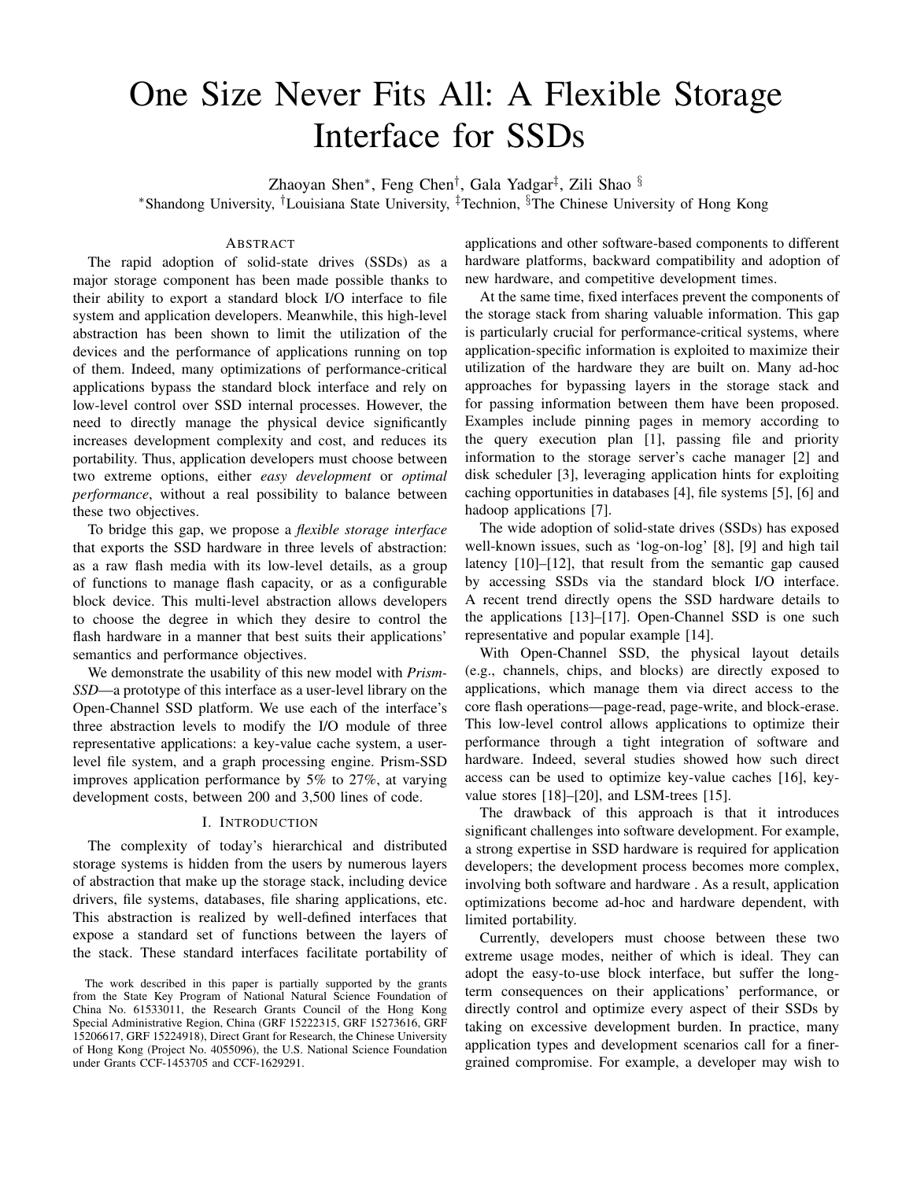# One Size Never Fits All: A Flexible Storage Interface for SSDs

Zhaoyan Shen*, Feng Chen†, Gala Yadgar‡, Zili Shao §

*Shandong University, †Louisiana State University, ‡Technion, §The Chinese University of Hong Kong

## Abstract

The rapid adoption of solid-state drives (SSDs) as a major storage component has been made possible thanks to their ability to export a standard block I/O interface to file system and application developers. Meanwhile, this high-level abstraction has been shown to limit the utilization of the devices and the performance of applications running on top of them. Indeed, many optimizations of performance-critical applications bypass the standard block interface and rely on low-level control over SSD internal processes. However, the need to directly manage the physical device significantly increases development complexity and cost, and reduces its portability. Thus, application developers must choose between two extreme options, either *easy development* or *optimal performance*, without a real possibility to balance between these two objectives.

To bridge this gap, we propose a *flexible storage interface* that exports the SSD hardware in three levels of abstraction: as a raw flash media with its low-level details, as a group of functions to manage flash capacity, or as a configurable block device. This multi-level abstraction allows developers to choose the degree in which they desire to control the flash hardware in a manner that best suits their applications' semantics and performance objectives.

We demonstrate the usability of this new model with *Prism-SSD*—a prototype of this interface as a user-level library on the Open-Channel SSD platform. We use each of the interface's three abstraction levels to modify the I/O module of three representative applications: a key-value cache system, a user-level file system, and a graph processing engine. Prism-SSD improves application performance by 5% to 27%, at varying development costs, between 200 and 3,500 lines of code.

## I. Introduction

The complexity of today's hierarchical and distributed storage systems is hidden from the users by numerous layers of abstraction that make up the storage stack, including device drivers, file systems, databases, file sharing applications, etc. This abstraction is realized by well-defined interfaces that expose a standard set of functions between the layers of the stack. These standard interfaces facilitate portability of applications and other software-based components to different hardware platforms, backward compatibility and adoption of new hardware, and competitive development times.

At the same time, fixed interfaces prevent the components of the storage stack from sharing valuable information. This gap is particularly crucial for performance-critical systems, where application-specific information is exploited to maximize their utilization of the hardware they are built on. Many ad-hoc approaches for bypassing layers in the storage stack and for passing information between them have been proposed. Examples include pinning pages in memory according to the query execution plan [1], passing file and priority information to the storage server's cache manager [2] and disk scheduler [3], leveraging application hints for exploiting caching opportunities in databases [4], file systems [5], [6] and hadoop applications [7].

The wide adoption of solid-state drives (SSDs) has exposed well-known issues, such as 'log-on-log' [8], [9] and high tail latency [10]–[12], that result from the semantic gap caused by accessing SSDs via the standard block I/O interface. A recent trend directly opens the SSD hardware details to the applications [13]–[17]. Open-Channel SSD is one such representative and popular example [14].

With Open-Channel SSD, the physical layout details (e.g., channels, chips, and blocks) are directly exposed to applications, which manage them via direct access to the core flash operations—page-read, page-write, and block-erase. This low-level control allows applications to optimize their performance through a tight integration of software and hardware. Indeed, several studies showed how such direct access can be used to optimize key-value caches [16], key-value stores [18]–[20], and LSM-trees [15].

The drawback of this approach is that it introduces significant challenges into software development. For example, a strong expertise in SSD hardware is required for application developers; the development process becomes more complex, involving both software and hardware . As a result, application optimizations become ad-hoc and hardware dependent, with limited portability.

Currently, developers must choose between these two extreme usage modes, neither of which is ideal. They can adopt the easy-to-use block interface, but suffer the long-term consequences on their applications' performance, or directly control and optimize every aspect of their SSDs by taking on excessive development burden. In practice, many application types and development scenarios call for a finer-grained compromise. For example, a developer may wish to

The work described in this paper is partially supported by the grants from the State Key Program of National Natural Science Foundation of China No. 61533011, the Research Grants Council of the Hong Kong Special Administrative Region, China (GRF 15222315, GRF 15273616, GRF 15206617, GRF 15224918), Direct Grant for Research, the Chinese University of Hong Kong (Project No. 4055096), the U.S. National Science Foundation under Grants CCF-1453705 and CCF-1629291.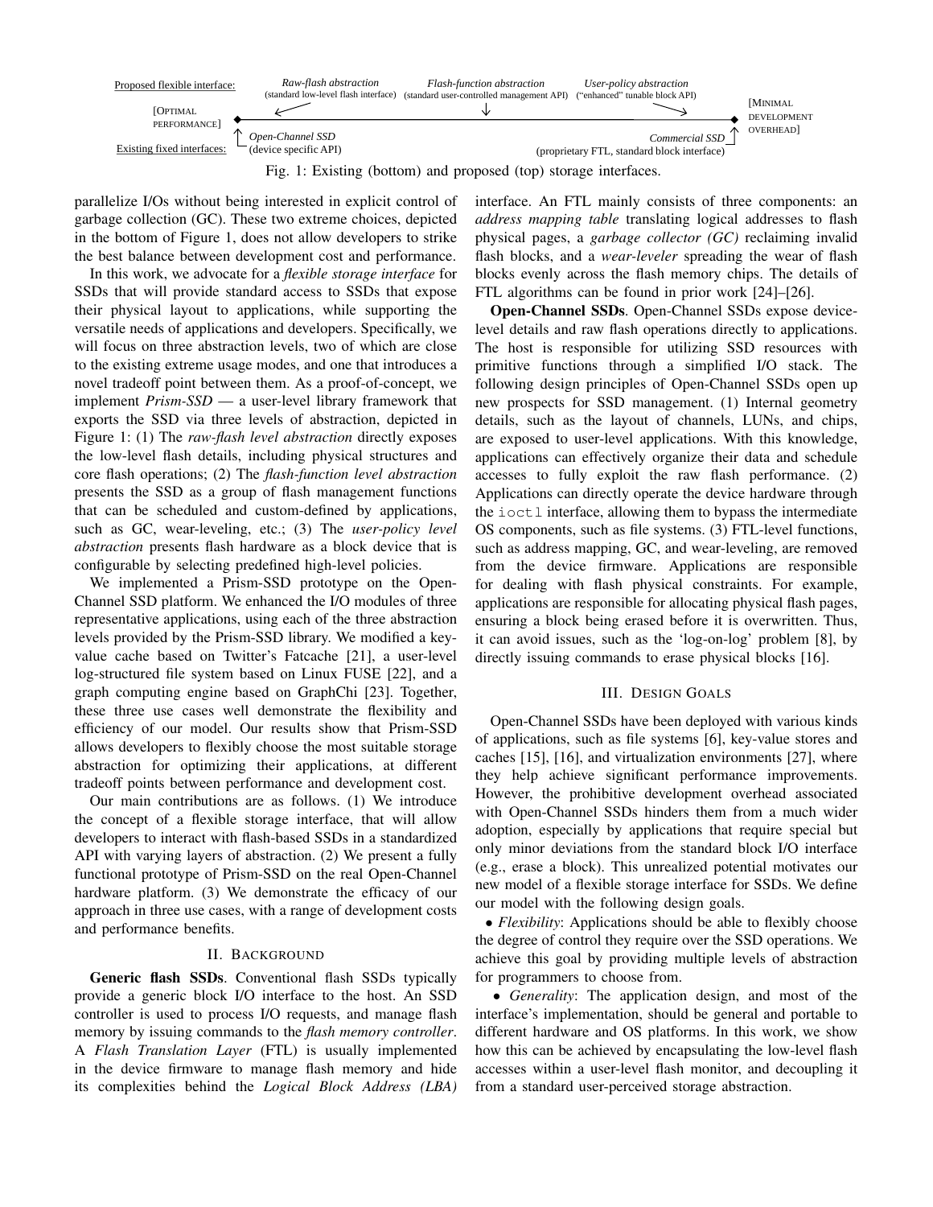Proposed flexible interface: *Raw-flash abstraction* (standard low-level flash interface) — *Flash-function abstraction* (standard user-controlled management API) — *User-policy abstraction* ("enhanced" tunable block API)

[OPTIMAL PERFORMANCE] ◆———————————————————————◆ [MINIMAL DEVELOPMENT OVERHEAD]

Existing fixed interfaces: *Open-Channel SSD* (device specific API) — *Commercial SSD* (proprietary FTL, standard block interface)

Fig. 1: Existing (bottom) and proposed (top) storage interfaces.

parallelize I/Os without being interested in explicit control of garbage collection (GC). These two extreme choices, depicted in the bottom of Figure 1, does not allow developers to strike the best balance between development cost and performance.

In this work, we advocate for a *flexible storage interface* for SSDs that will provide standard access to SSDs that expose their physical layout to applications, while supporting the versatile needs of applications and developers. Specifically, we will focus on three abstraction levels, two of which are close to the existing extreme usage modes, and one that introduces a novel tradeoff point between them. As a proof-of-concept, we implement *Prism-SSD* — a user-level library framework that exports the SSD via three levels of abstraction, depicted in Figure 1: (1) The *raw-flash level abstraction* directly exposes the low-level flash details, including physical structures and core flash operations; (2) The *flash-function level abstraction* presents the SSD as a group of flash management functions that can be scheduled and custom-defined by applications, such as GC, wear-leveling, etc.; (3) The *user-policy level abstraction* presents flash hardware as a block device that is configurable by selecting predefined high-level policies.

We implemented a Prism-SSD prototype on the Open-Channel SSD platform. We enhanced the I/O modules of three representative applications, using each of the three abstraction levels provided by the Prism-SSD library. We modified a key-value cache based on Twitter's Fatcache [21], a user-level log-structured file system based on Linux FUSE [22], and a graph computing engine based on GraphChi [23]. Together, these three use cases well demonstrate the flexibility and efficiency of our model. Our results show that Prism-SSD allows developers to flexibly choose the most suitable storage abstraction for optimizing their applications, at different tradeoff points between performance and development cost.

Our main contributions are as follows. (1) We introduce the concept of a flexible storage interface, that will allow developers to interact with flash-based SSDs in a standardized API with varying layers of abstraction. (2) We present a fully functional prototype of Prism-SSD on the real Open-Channel hardware platform. (3) We demonstrate the efficacy of our approach in three use cases, with a range of development costs and performance benefits.

## II. BACKGROUND

**Generic flash SSDs**. Conventional flash SSDs typically provide a generic block I/O interface to the host. An SSD controller is used to process I/O requests, and manage flash memory by issuing commands to the *flash memory controller*. A *Flash Translation Layer* (FTL) is usually implemented in the device firmware to manage flash memory and hide its complexities behind the *Logical Block Address (LBA)* interface. An FTL mainly consists of three components: an *address mapping table* translating logical addresses to flash physical pages, a *garbage collector (GC)* reclaiming invalid flash blocks, and a *wear-leveler* spreading the wear of flash blocks evenly across the flash memory chips. The details of FTL algorithms can be found in prior work [24]–[26].

**Open-Channel SSDs**. Open-Channel SSDs expose device-level details and raw flash operations directly to applications. The host is responsible for utilizing SSD resources with primitive functions through a simplified I/O stack. The following design principles of Open-Channel SSDs open up new prospects for SSD management. (1) Internal geometry details, such as the layout of channels, LUNs, and chips, are exposed to user-level applications. With this knowledge, applications can effectively organize their data and schedule accesses to fully exploit the raw flash performance. (2) Applications can directly operate the device hardware through the `ioctl` interface, allowing them to bypass the intermediate OS components, such as file systems. (3) FTL-level functions, such as address mapping, GC, and wear-leveling, are removed from the device firmware. Applications are responsible for dealing with flash physical constraints. For example, applications are responsible for allocating physical flash pages, ensuring a block being erased before it is overwritten. Thus, it can avoid issues, such as the 'log-on-log' problem [8], by directly issuing commands to erase physical blocks [16].

## III. DESIGN GOALS

Open-Channel SSDs have been deployed with various kinds of applications, such as file systems [6], key-value stores and caches [15], [16], and virtualization environments [27], where they help achieve significant performance improvements. However, the prohibitive development overhead associated with Open-Channel SSDs hinders them from a much wider adoption, especially by applications that require special but only minor deviations from the standard block I/O interface (e.g., erase a block). This unrealized potential motivates our new model of a flexible storage interface for SSDs. We define our model with the following design goals.

• *Flexibility*: Applications should be able to flexibly choose the degree of control they require over the SSD operations. We achieve this goal by providing multiple levels of abstraction for programmers to choose from.

• *Generality*: The application design, and most of the interface's implementation, should be general and portable to different hardware and OS platforms. In this work, we show how this can be achieved by encapsulating the low-level flash accesses within a user-level flash monitor, and decoupling it from a standard user-perceived storage abstraction.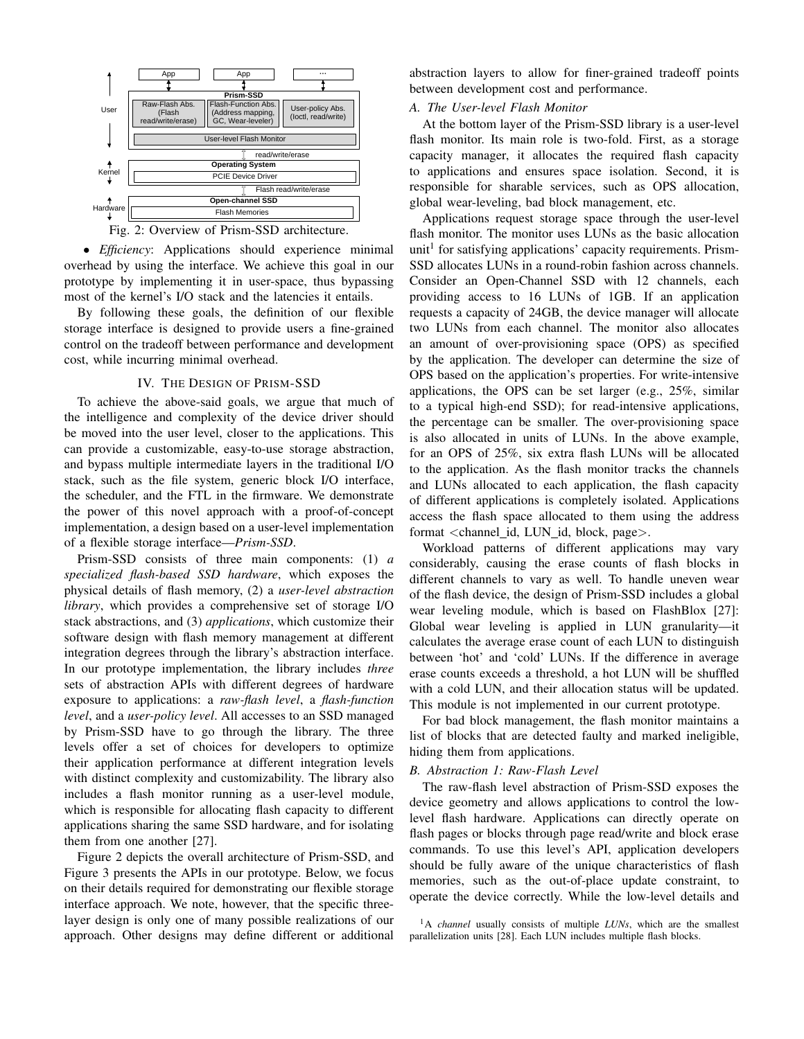Fig. 2: Overview of Prism-SSD architecture.

- *Efficiency*: Applications should experience minimal overhead by using the interface. We achieve this goal in our prototype by implementing it in user-space, thus bypassing most of the kernel's I/O stack and the latencies it entails.

By following these goals, the definition of our flexible storage interface is designed to provide users a fine-grained control on the tradeoff between performance and development cost, while incurring minimal overhead.

## IV. The Design of Prism-SSD

To achieve the above-said goals, we argue that much of the intelligence and complexity of the device driver should be moved into the user level, closer to the applications. This can provide a customizable, easy-to-use storage abstraction, and bypass multiple intermediate layers in the traditional I/O stack, such as the file system, generic block I/O interface, the scheduler, and the FTL in the firmware. We demonstrate the power of this novel approach with a proof-of-concept implementation, a design based on a user-level implementation of a flexible storage interface—*Prism-SSD*.

Prism-SSD consists of three main components: (1) *a specialized flash-based SSD hardware*, which exposes the physical details of flash memory, (2) a *user-level abstraction library*, which provides a comprehensive set of storage I/O stack abstractions, and (3) *applications*, which customize their software design with flash memory management at different integration degrees through the library's abstraction interface. In our prototype implementation, the library includes *three* sets of abstraction APIs with different degrees of hardware exposure to applications: a *raw-flash level*, a *flash-function level*, and a *user-policy level*. All accesses to an SSD managed by Prism-SSD have to go through the library. The three levels offer a set of choices for developers to optimize their application performance at different integration levels with distinct complexity and customizability. The library also includes a flash monitor running as a user-level module, which is responsible for allocating flash capacity to different applications sharing the same SSD hardware, and for isolating them from one another [27].

Figure 2 depicts the overall architecture of Prism-SSD, and Figure 3 presents the APIs in our prototype. Below, we focus on their details required for demonstrating our flexible storage interface approach. We note, however, that the specific three-layer design is only one of many possible realizations of our approach. Other designs may define different or additional abstraction layers to allow for finer-grained tradeoff points between development cost and performance.

### A. The User-level Flash Monitor

At the bottom layer of the Prism-SSD library is a user-level flash monitor. Its main role is two-fold. First, as a storage capacity manager, it allocates the required flash capacity to applications and ensures space isolation. Second, it is responsible for sharable services, such as OPS allocation, global wear-leveling, bad block management, etc.

Applications request storage space through the user-level flash monitor. The monitor uses LUNs as the basic allocation unit[1] for satisfying applications' capacity requirements. Prism-SSD allocates LUNs in a round-robin fashion across channels. Consider an Open-Channel SSD with 12 channels, each providing access to 16 LUNs of 1GB. If an application requests a capacity of 24GB, the device manager will allocate two LUNs from each channel. The monitor also allocates an amount of over-provisioning space (OPS) as specified by the application. The developer can determine the size of OPS based on the application's properties. For write-intensive applications, the OPS can be set larger (e.g., 25%, similar to a typical high-end SSD); for read-intensive applications, the percentage can be smaller. The over-provisioning space is also allocated in units of LUNs. In the above example, for an OPS of 25%, six extra flash LUNs will be allocated to the application. As the flash monitor tracks the channels and LUNs allocated to each application, the flash capacity of different applications is completely isolated. Applications access the flash space allocated to them using the address format <channel_id, LUN_id, block, page>.

Workload patterns of different applications may vary considerably, causing the erase counts of flash blocks in different channels to vary as well. To handle uneven wear of the flash device, the design of Prism-SSD includes a global wear leveling module, which is based on FlashBlox [27]: Global wear leveling is applied in LUN granularity—it calculates the average erase count of each LUN to distinguish between 'hot' and 'cold' LUNs. If the difference in average erase counts exceeds a threshold, a hot LUN will be shuffled with a cold LUN, and their allocation status will be updated. This module is not implemented in our current prototype.

For bad block management, the flash monitor maintains a list of blocks that are detected faulty and marked ineligible, hiding them from applications.

### B. Abstraction 1: Raw-Flash Level

The raw-flash level abstraction of Prism-SSD exposes the device geometry and allows applications to control the low-level flash hardware. Applications can directly operate on flash pages or blocks through page read/write and block erase commands. To use this level's API, application developers should be fully aware of the unique characteristics of flash memories, such as the out-of-place update constraint, to operate the device correctly. While the low-level details and

[1] A *channel* usually consists of multiple *LUNs*, which are the smallest parallelization units [28]. Each LUN includes multiple flash blocks.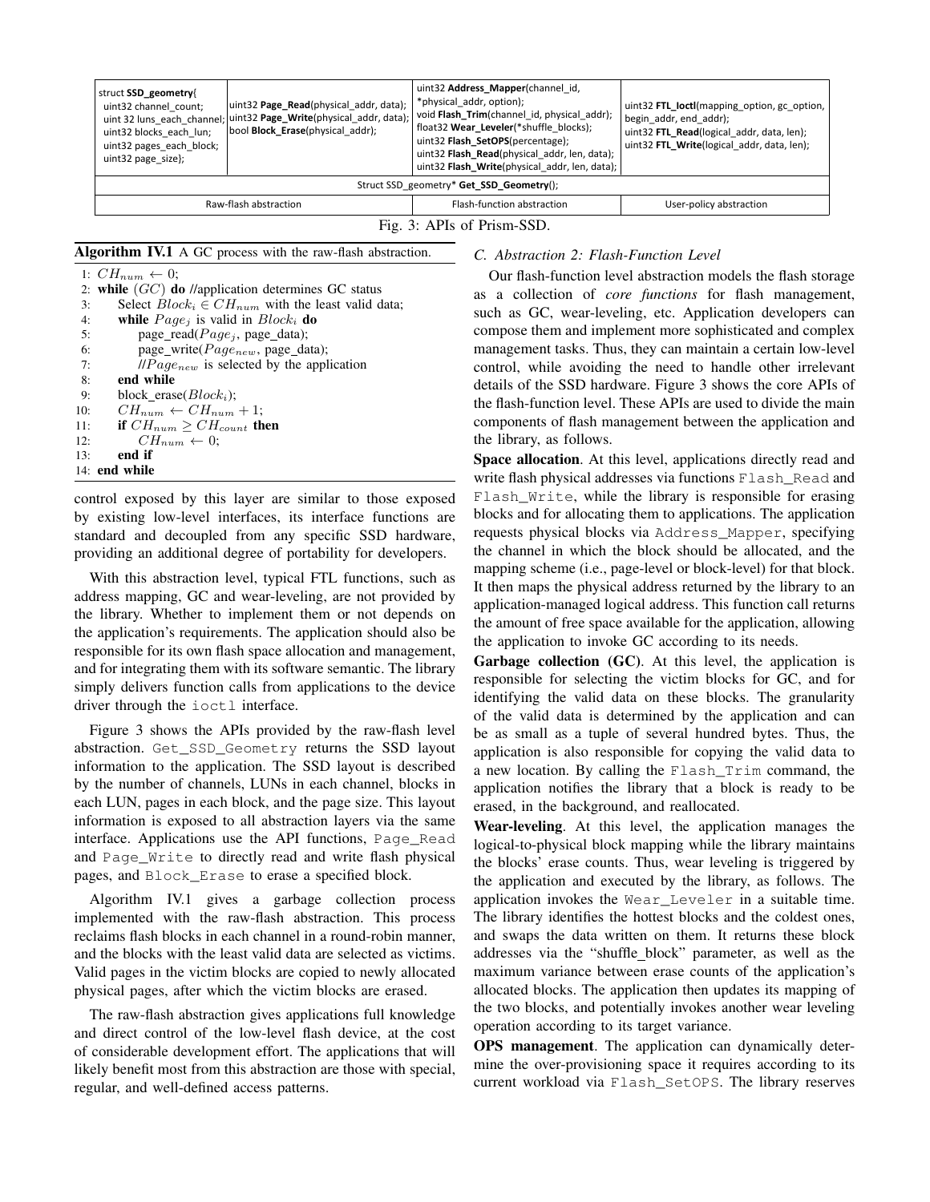| struct **SSD_geometry**{ uint32 channel_count; uint32 luns_each_channel; uint32 blocks_each_lun; uint32 pages_each_block; uint32 page_size}; | uint32 **Page_Read**(physical_addr, data); uint32 **Page_Write**(physical_addr, data); bool **Block_Erase**(physical_addr); | uint32 **Address_Mapper**(channel_id, *physical_addr, option); void **Flash_Trim**(channel_id, physical_addr); float32 **Wear_Leveler**(*shuffle_blocks); uint32 **Flash_SetOPS**(percentage); uint32 **Flash_Read**(physical_addr, len, data); uint32 **Flash_Write**(physical_addr, len, data); | uint32 **FTL_Ioctl**(mapping_option, gc_option, begin_addr, end_addr); uint32 **FTL_Read**(logical_addr, data, len); uint32 **FTL_Write**(logical_addr, data, len); |
|---|---|---|---|
| Struct SSD_geometry* **Get_SSD_Geometry**(); | | | |
| Raw-flash abstraction | | Flash-function abstraction | User-policy abstraction |

Fig. 3: APIs of Prism-SSD.

**Algorithm IV.1** A GC process with the raw-flash abstraction.

```
1:  CH_num ← 0;
2:  while (GC) do //application determines GC status
3:      Select Block_i ∈ CH_num with the least valid data;
4:      while Page_j is valid in Block_i do
5:          page_read(Page_j, page_data);
6:          page_write(Page_new, page_data);
7:          //Page_new is selected by the application
8:      end while
9:      block_erase(Block_i);
10:     CH_num ← CH_num + 1;
11:     if CH_num ≥ CH_count then
12:         CH_num ← 0;
13:     end if
14: end while
```

control exposed by this layer are similar to those exposed by existing low-level interfaces, its interface functions are standard and decoupled from any specific SSD hardware, providing an additional degree of portability for developers.

With this abstraction level, typical FTL functions, such as address mapping, GC and wear-leveling, are not provided by the library. Whether to implement them or not depends on the application's requirements. The application should also be responsible for its own flash space allocation and management, and for integrating them with its software semantic. The library simply delivers function calls from applications to the device driver through the `ioctl` interface.

Figure 3 shows the APIs provided by the raw-flash level abstraction. `Get_SSD_Geometry` returns the SSD layout information to the application. The SSD layout is described by the number of channels, LUNs in each channel, blocks in each LUN, pages in each block, and the page size. This layout information is exposed to all abstraction layers via the same interface. Applications use the API functions, `Page_Read` and `Page_Write` to directly read and write flash physical pages, and `Block_Erase` to erase a specified block.

Algorithm IV.1 gives a garbage collection process implemented with the raw-flash abstraction. This process reclaims flash blocks in each channel in a round-robin manner, and the blocks with the least valid data are selected as victims. Valid pages in the victim blocks are copied to newly allocated physical pages, after which the victim blocks are erased.

The raw-flash abstraction gives applications full knowledge and direct control of the low-level flash device, at the cost of considerable development effort. The applications that will likely benefit most from this abstraction are those with special, regular, and well-defined access patterns.

### C. Abstraction 2: Flash-Function Level

Our flash-function level abstraction models the flash storage as a collection of *core functions* for flash management, such as GC, wear-leveling, etc. Application developers can compose them and implement more sophisticated and complex management tasks. Thus, they can maintain a certain low-level control, while avoiding the need to handle other irrelevant details of the SSD hardware. Figure 3 shows the core APIs of the flash-function level. These APIs are used to divide the main components of flash management between the application and the library, as follows.

**Space allocation**. At this level, applications directly read and write flash physical addresses via functions `Flash_Read` and `Flash_Write`, while the library is responsible for erasing blocks and for allocating them to applications. The application requests physical blocks via `Address_Mapper`, specifying the channel in which the block should be allocated, and the mapping scheme (i.e., page-level or block-level) for that block. It then maps the physical address returned by the library to an application-managed logical address. This function call returns the amount of free space available for the application, allowing the application to invoke GC according to its needs.

**Garbage collection (GC)**. At this level, the application is responsible for selecting the victim blocks for GC, and for identifying the valid data on these blocks. The granularity of the valid data is determined by the application and can be as small as a tuple of several hundred bytes. Thus, the application is also responsible for copying the valid data to a new location. By calling the `Flash_Trim` command, the application notifies the library that a block is ready to be erased, in the background, and reallocated.

**Wear-leveling**. At this level, the application manages the logical-to-physical block mapping while the library maintains the blocks' erase counts. Thus, wear leveling is triggered by the application and executed by the library, as follows. The application invokes the `Wear_Leveler` in a suitable time. The library identifies the hottest blocks and the coldest ones, and swaps the data written on them. It returns these block addresses via the "shuffle_block" parameter, as well as the maximum variance between erase counts of the application's allocated blocks. The application then updates its mapping of the two blocks, and potentially invokes another wear leveling operation according to its target variance.

**OPS management**. The application can dynamically determine the over-provisioning space it requires according to its current workload via `Flash_SetOPS`. The library reserves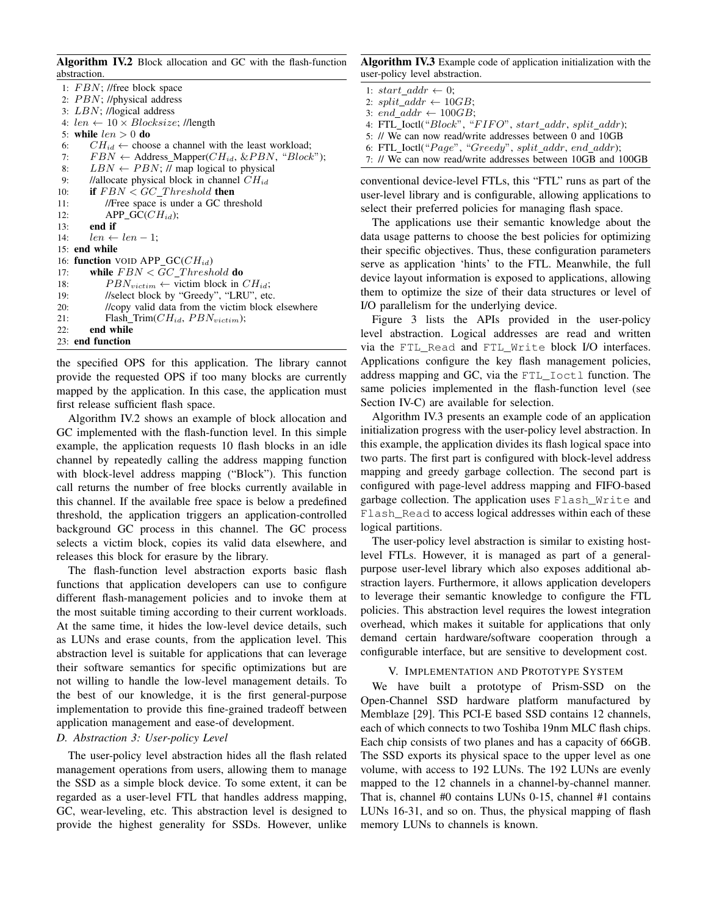**Algorithm IV.2** Block allocation and GC with the flash-function abstraction.

```
1: FBN; //free block space
2: PBN; //physical address
3: LBN; //logical address
4: len ← 10 × Blocksize; //length
5: while len > 0 do
6:     CH_id ← choose a channel with the least workload;
7:     FBN ← Address_Mapper(CH_id, &PBN, "Block");
8:     LBN ← PBN; // map logical to physical
9:     //allocate physical block in channel CH_id
10:    if FBN < GC_Threshold then
11:        //Free space is under a GC threshold
12:        APP_GC(CH_id);
13:    end if
14:    len ← len − 1;
15: end while
16: function VOID APP_GC(CH_id)
17:    while FBN < GC_Threshold do
18:        PBN_victim ← victim block in CH_id;
19:        //select block by "Greedy", "LRU", etc.
20:        //copy valid data from the victim block elsewhere
21:        Flash_Trim(CH_id, PBN_victim);
22:    end while
23: end function
```

the specified OPS for this application. The library cannot provide the requested OPS if too many blocks are currently mapped by the application. In this case, the application must first release sufficient flash space.

Algorithm IV.2 shows an example of block allocation and GC implemented with the flash-function level. In this simple example, the application requests 10 flash blocks in an idle channel by repeatedly calling the address mapping function with block-level address mapping ("Block"). This function call returns the number of free blocks currently available in this channel. If the available free space is below a predefined threshold, the application triggers an application-controlled background GC process in this channel. The GC process selects a victim block, copies its valid data elsewhere, and releases this block for erasure by the library.

The flash-function level abstraction exports basic flash functions that application developers can use to configure different flash-management policies and to invoke them at the most suitable timing according to their current workloads. At the same time, it hides the low-level device details, such as LUNs and erase counts, from the application level. This abstraction level is suitable for applications that can leverage their software semantics for specific optimizations but are not willing to handle the low-level management details. To the best of our knowledge, it is the first general-purpose implementation to provide this fine-grained tradeoff between application management and ease-of-development.

### D. Abstraction 3: User-policy Level

The user-policy level abstraction hides all the flash related management operations from users, allowing them to manage the SSD as a simple block device. To some extent, it can be regarded as a user-level FTL that handles address mapping, GC, wear-leveling, etc. This abstraction level is designed to provide the highest generality for SSDs. However, unlike conventional device-level FTLs, this "FTL" runs as part of the user-level library and is configurable, allowing applications to select their preferred policies for managing flash space.

The applications use their semantic knowledge about the data usage patterns to choose the best policies for optimizing their specific objectives. Thus, these configuration parameters serve as application 'hints' to the FTL. Meanwhile, the full device layout information is exposed to applications, allowing them to optimize the size of their data structures or level of I/O parallelism for the underlying device.

Figure 3 lists the APIs provided in the user-policy level abstraction. Logical addresses are read and written via the `FTL_Read` and `FTL_Write` block I/O interfaces. Applications configure the key flash management policies, address mapping and GC, via the `FTL_Ioctl` function. The same policies implemented in the flash-function level (see Section IV-C) are available for selection.

**Algorithm IV.3** Example code of application initialization with the user-policy level abstraction.

```
1: start_addr ← 0;
2: split_addr ← 10GB;
3: end_addr ← 100GB;
4: FTL_Ioctl("Block", "FIFO", start_addr, split_addr);
5: // We can now read/write addresses between 0 and 10GB
6: FTL_Ioctl("Page", "Greedy", split_addr, end_addr);
7: // We can now read/write addresses between 10GB and 100GB
```

Algorithm IV.3 presents an example code of an application initialization progress with the user-policy level abstraction. In this example, the application divides its flash logical space into two parts. The first part is configured with block-level address mapping and greedy garbage collection. The second part is configured with page-level address mapping and FIFO-based garbage collection. The application uses `Flash_Write` and `Flash_Read` to access logical addresses within each of these logical partitions.

The user-policy level abstraction is similar to existing host-level FTLs. However, it is managed as part of a general-purpose user-level library which also exposes additional abstraction layers. Furthermore, it allows application developers to leverage their semantic knowledge to configure the FTL policies. This abstraction level requires the lowest integration overhead, which makes it suitable for applications that only demand certain hardware/software cooperation through a configurable interface, but are sensitive to development cost.

## V. Implementation and Prototype System

We have built a prototype of Prism-SSD on the Open-Channel SSD hardware platform manufactured by Memblaze [29]. This PCI-E based SSD contains 12 channels, each of which connects to two Toshiba 19nm MLC flash chips. Each chip consists of two planes and has a capacity of 66GB. The SSD exports its physical space to the upper level as one volume, with access to 192 LUNs. The 192 LUNs are evenly mapped to the 12 channels in a channel-by-channel manner. That is, channel #0 contains LUNs 0-15, channel #1 contains LUNs 16-31, and so on. Thus, the physical mapping of flash memory LUNs to channels is known.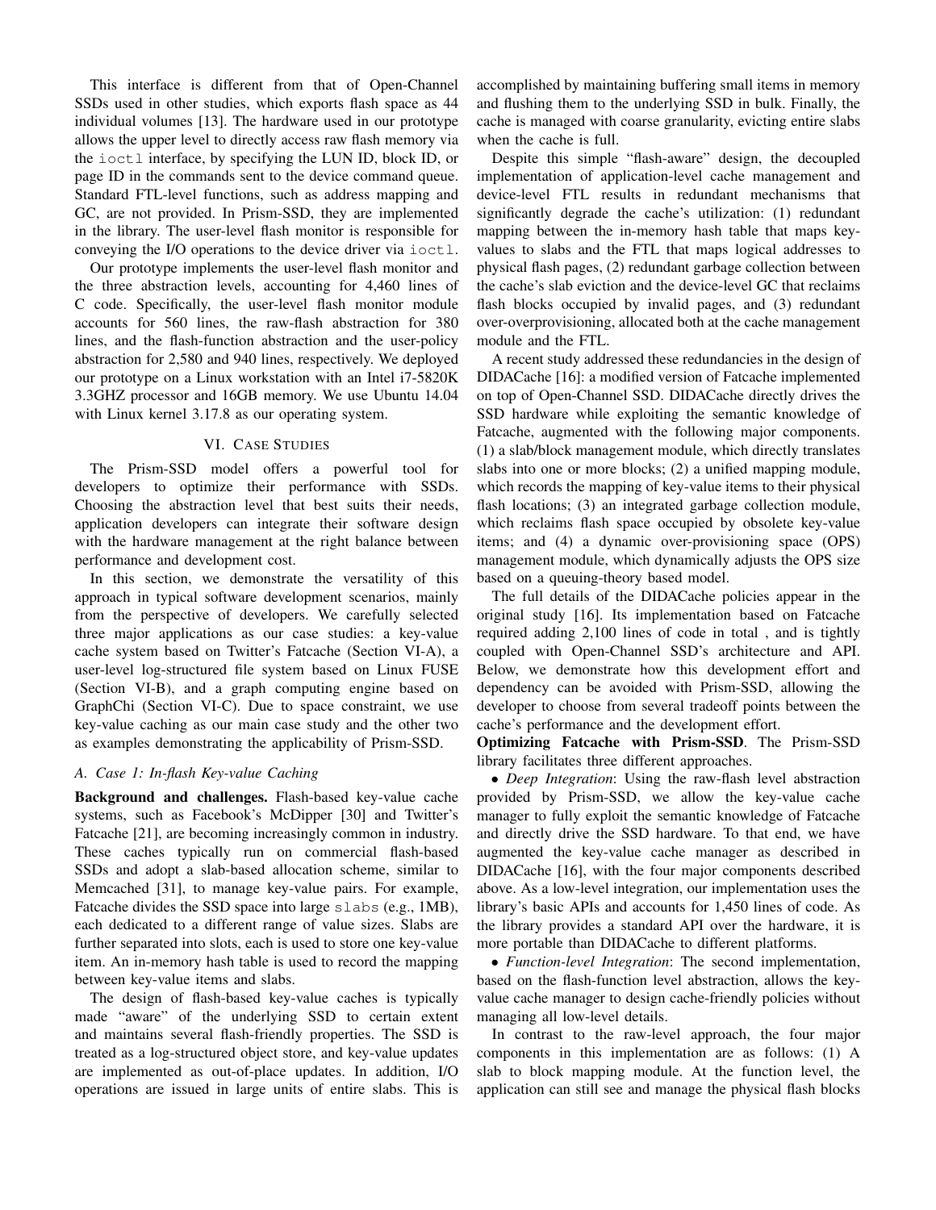This interface is different from that of Open-Channel SSDs used in other studies, which exports flash space as 44 individual volumes [13]. The hardware used in our prototype allows the upper level to directly access raw flash memory via the `ioctl` interface, by specifying the LUN ID, block ID, or page ID in the commands sent to the device command queue. Standard FTL-level functions, such as address mapping and GC, are not provided. In Prism-SSD, they are implemented in the library. The user-level flash monitor is responsible for conveying the I/O operations to the device driver via `ioctl`.

Our prototype implements the user-level flash monitor and the three abstraction levels, accounting for 4,460 lines of C code. Specifically, the user-level flash monitor module accounts for 560 lines, the raw-flash abstraction for 380 lines, and the flash-function abstraction and the user-policy abstraction for 2,580 and 940 lines, respectively. We deployed our prototype on a Linux workstation with an Intel i7-5820K 3.3GHZ processor and 16GB memory. We use Ubuntu 14.04 with Linux kernel 3.17.8 as our operating system.

## VI. Case Studies

The Prism-SSD model offers a powerful tool for developers to optimize their performance with SSDs. Choosing the abstraction level that best suits their needs, application developers can integrate their software design with the hardware management at the right balance between performance and development cost.

In this section, we demonstrate the versatility of this approach in typical software development scenarios, mainly from the perspective of developers. We carefully selected three major applications as our case studies: a key-value cache system based on Twitter's Fatcache (Section VI-A), a user-level log-structured file system based on Linux FUSE (Section VI-B), and a graph computing engine based on GraphChi (Section VI-C). Due to space constraint, we use key-value caching as our main case study and the other two as examples demonstrating the applicability of Prism-SSD.

### A. Case 1: In-flash Key-value Caching

**Background and challenges.** Flash-based key-value cache systems, such as Facebook's McDipper [30] and Twitter's Fatcache [21], are becoming increasingly common in industry. These caches typically run on commercial flash-based SSDs and adopt a slab-based allocation scheme, similar to Memcached [31], to manage key-value pairs. For example, Fatcache divides the SSD space into large `slabs` (e.g., 1MB), each dedicated to a different range of value sizes. Slabs are further separated into slots, each is used to store one key-value item. An in-memory hash table is used to record the mapping between key-value items and slabs.

The design of flash-based key-value caches is typically made "aware" of the underlying SSD to certain extent and maintains several flash-friendly properties. The SSD is treated as a log-structured object store, and key-value updates are implemented as out-of-place updates. In addition, I/O operations are issued in large units of entire slabs. This is accomplished by maintaining buffering small items in memory and flushing them to the underlying SSD in bulk. Finally, the cache is managed with coarse granularity, evicting entire slabs when the cache is full.

Despite this simple "flash-aware" design, the decoupled implementation of application-level cache management and device-level FTL results in redundant mechanisms that significantly degrade the cache's utilization: (1) redundant mapping between the in-memory hash table that maps key-values to slabs and the FTL that maps logical addresses to physical flash pages, (2) redundant garbage collection between the cache's slab eviction and the device-level GC that reclaims flash blocks occupied by invalid pages, and (3) redundant over-overprovisioning, allocated both at the cache management module and the FTL.

A recent study addressed these redundancies in the design of DIDACache [16]: a modified version of Fatcache implemented on top of Open-Channel SSD. DIDACache directly drives the SSD hardware while exploiting the semantic knowledge of Fatcache, augmented with the following major components. (1) a slab/block management module, which directly translates slabs into one or more blocks; (2) a unified mapping module, which records the mapping of key-value items to their physical flash locations; (3) an integrated garbage collection module, which reclaims flash space occupied by obsolete key-value items; and (4) a dynamic over-provisioning space (OPS) management module, which dynamically adjusts the OPS size based on a queuing-theory based model.

The full details of the DIDACache policies appear in the original study [16]. Its implementation based on Fatcache required adding 2,100 lines of code in total , and is tightly coupled with Open-Channel SSD's architecture and API. Below, we demonstrate how this development effort and dependency can be avoided with Prism-SSD, allowing the developer to choose from several tradeoff points between the cache's performance and the development effort.

**Optimizing Fatcache with Prism-SSD**. The Prism-SSD library facilitates three different approaches.

• *Deep Integration*: Using the raw-flash level abstraction provided by Prism-SSD, we allow the key-value cache manager to fully exploit the semantic knowledge of Fatcache and directly drive the SSD hardware. To that end, we have augmented the key-value cache manager as described in DIDACache [16], with the four major components described above. As a low-level integration, our implementation uses the library's basic APIs and accounts for 1,450 lines of code. As the library provides a standard API over the hardware, it is more portable than DIDACache to different platforms.

• *Function-level Integration*: The second implementation, based on the flash-function level abstraction, allows the key-value cache manager to design cache-friendly policies without managing all low-level details.

In contrast to the raw-level approach, the four major components in this implementation are as follows: (1) A slab to block mapping module. At the function level, the application can still see and manage the physical flash blocks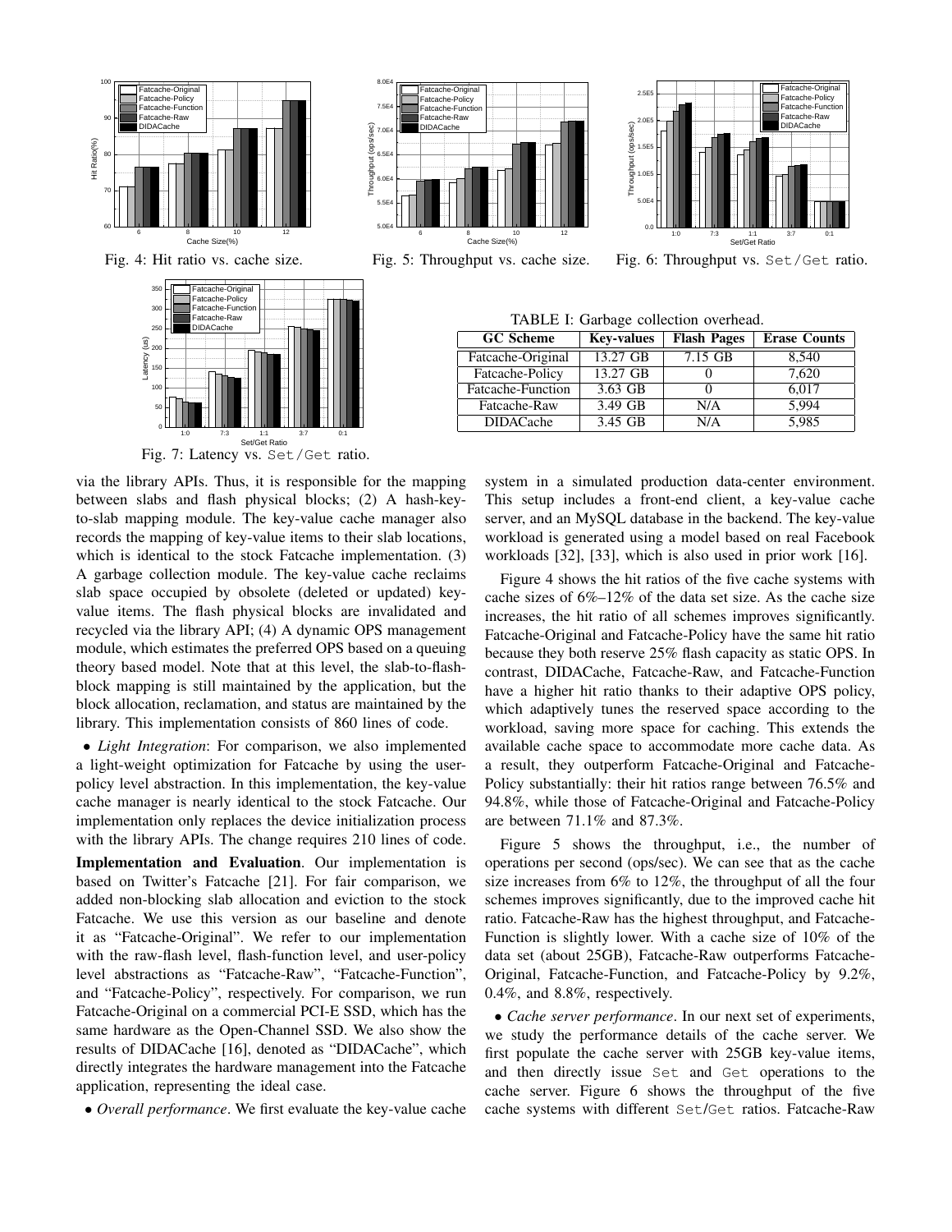Fig. 4: Hit ratio vs. cache size.

Fig. 5: Throughput vs. cache size.

Fig. 6: Throughput vs. Set/Get ratio.

Fig. 7: Latency vs. Set/Get ratio.

TABLE I: Garbage collection overhead.

| GC Scheme | Key-values | Flash Pages | Erase Counts |
|---|---|---|---|
| Fatcache-Original | 13.27 GB | 7.15 GB | 8,540 |
| Fatcache-Policy | 13.27 GB | 0 | 7,620 |
| Fatcache-Function | 3.63 GB | 0 | 6,017 |
| Fatcache-Raw | 3.49 GB | N/A | 5,994 |
| DIDACache | 3.45 GB | N/A | 5,985 |

via the library APIs. Thus, it is responsible for the mapping between slabs and flash physical blocks; (2) A hash-key-to-slab mapping module. The key-value cache manager also records the mapping of key-value items to their slab locations, which is identical to the stock Fatcache implementation. (3) A garbage collection module. The key-value cache reclaims slab space occupied by obsolete (deleted or updated) key-value items. The flash physical blocks are invalidated and recycled via the library API; (4) A dynamic OPS management module, which estimates the preferred OPS based on a queuing theory based model. Note that at this level, the slab-to-flash-block mapping is still maintained by the application, but the block allocation, reclamation, and status are maintained by the library. This implementation consists of 860 lines of code.

• *Light Integration*: For comparison, we also implemented a light-weight optimization for Fatcache by using the user-policy level abstraction. In this implementation, the key-value cache manager is nearly identical to the stock Fatcache. Our implementation only replaces the device initialization process with the library APIs. The change requires 210 lines of code.

**Implementation and Evaluation**. Our implementation is based on Twitter's Fatcache [21]. For fair comparison, we added non-blocking slab allocation and eviction to the stock Fatcache. We use this version as our baseline and denote it as "Fatcache-Original". We refer to our implementation with the raw-flash level, flash-function level, and user-policy level abstractions as "Fatcache-Raw", "Fatcache-Function", and "Fatcache-Policy", respectively. For comparison, we run Fatcache-Original on a commercial PCI-E SSD, which has the same hardware as the Open-Channel SSD. We also show the results of DIDACache [16], denoted as "DIDACache", which directly integrates the hardware management into the Fatcache application, representing the ideal case.

• *Overall performance*. We first evaluate the key-value cache system in a simulated production data-center environment. This setup includes a front-end client, a key-value cache server, and an MySQL database in the backend. The key-value workload is generated using a model based on real Facebook workloads [32], [33], which is also used in prior work [16].

Figure 4 shows the hit ratios of the five cache systems with cache sizes of 6%–12% of the data set size. As the cache size increases, the hit ratio of all schemes improves significantly. Fatcache-Original and Fatcache-Policy have the same hit ratio because they both reserve 25% flash capacity as static OPS. In contrast, DIDACache, Fatcache-Raw, and Fatcache-Function have a higher hit ratio thanks to their adaptive OPS policy, which adaptively tunes the reserved space according to the workload, saving more space for caching. This extends the available cache space to accommodate more cache data. As a result, they outperform Fatcache-Original and Fatcache-Policy substantially: their hit ratios range between 76.5% and 94.8%, while those of Fatcache-Original and Fatcache-Policy are between 71.1% and 87.3%.

Figure 5 shows the throughput, i.e., the number of operations per second (ops/sec). We can see that as the cache size increases from 6% to 12%, the throughput of all the four schemes improves significantly, due to the improved cache hit ratio. Fatcache-Raw has the highest throughput, and Fatcache-Function is slightly lower. With a cache size of 10% of the data set (about 25GB), Fatcache-Raw outperforms Fatcache-Original, Fatcache-Function, and Fatcache-Policy by 9.2%, 0.4%, and 8.8%, respectively.

• *Cache server performance*. In our next set of experiments, we study the performance details of the cache server. We first populate the cache server with 25GB key-value items, and then directly issue Set and Get operations to the cache server. Figure 6 shows the throughput of the five cache systems with different Set/Get ratios. Fatcache-Raw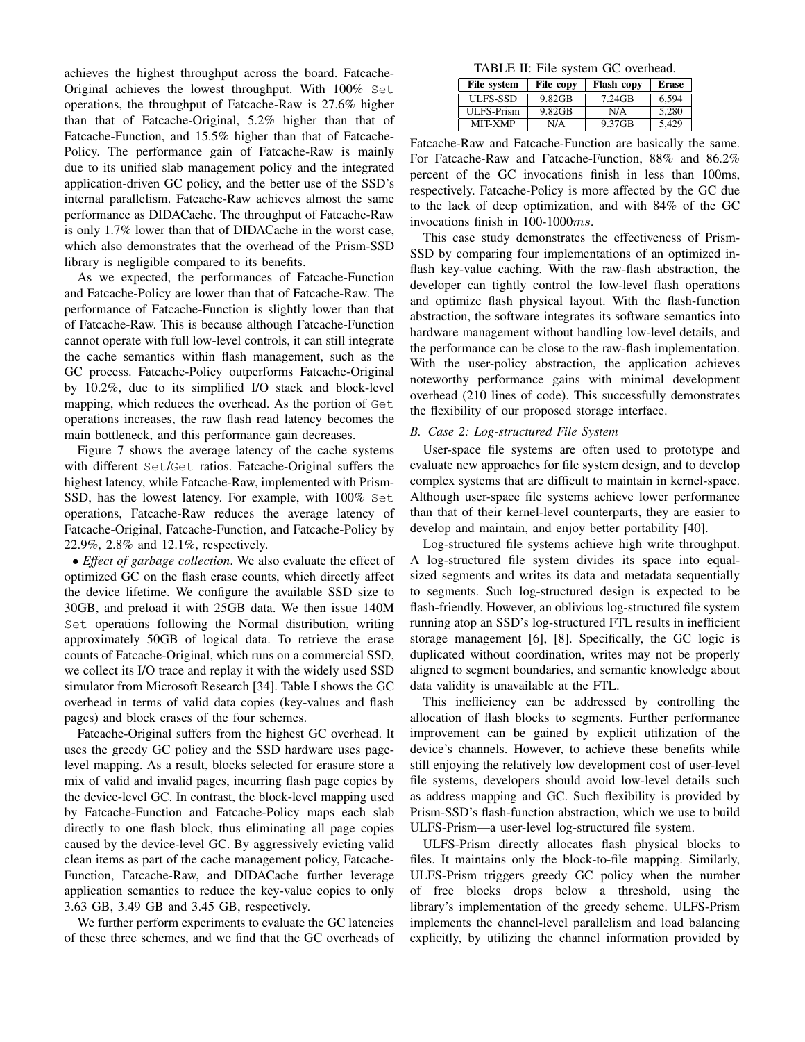achieves the highest throughput across the board. Fatcache-Original achieves the lowest throughput. With 100% Set operations, the throughput of Fatcache-Raw is 27.6% higher than that of Fatcache-Original, 5.2% higher than that of Fatcache-Function, and 15.5% higher than that of Fatcache-Policy. The performance gain of Fatcache-Raw is mainly due to its unified slab management policy and the integrated application-driven GC policy, and the better use of the SSD's internal parallelism. Fatcache-Raw achieves almost the same performance as DIDACache. The throughput of Fatcache-Raw is only 1.7% lower than that of DIDACache in the worst case, which also demonstrates that the overhead of the Prism-SSD library is negligible compared to its benefits.

As we expected, the performances of Fatcache-Function and Fatcache-Policy are lower than that of Fatcache-Raw. The performance of Fatcache-Function is slightly lower than that of Fatcache-Raw. This is because although Fatcache-Function cannot operate with full low-level controls, it can still integrate the cache semantics within flash management, such as the GC process. Fatcache-Policy outperforms Fatcache-Original by 10.2%, due to its simplified I/O stack and block-level mapping, which reduces the overhead. As the portion of Get operations increases, the raw flash read latency becomes the main bottleneck, and this performance gain decreases.

Figure 7 shows the average latency of the cache systems with different Set/Get ratios. Fatcache-Original suffers the highest latency, while Fatcache-Raw, implemented with Prism-SSD, has the lowest latency. For example, with 100% Set operations, Fatcache-Raw reduces the average latency of Fatcache-Original, Fatcache-Function, and Fatcache-Policy by 22.9%, 2.8% and 12.1%, respectively.

• *Effect of garbage collection*. We also evaluate the effect of optimized GC on the flash erase counts, which directly affect the device lifetime. We configure the available SSD size to 30GB, and preload it with 25GB data. We then issue 140M Set operations following the Normal distribution, writing approximately 50GB of logical data. To retrieve the erase counts of Fatcache-Original, which runs on a commercial SSD, we collect its I/O trace and replay it with the widely used SSD simulator from Microsoft Research [34]. Table I shows the GC overhead in terms of valid data copies (key-values and flash pages) and block erases of the four schemes.

Fatcache-Original suffers from the highest GC overhead. It uses the greedy GC policy and the SSD hardware uses page-level mapping. As a result, blocks selected for erasure store a mix of valid and invalid pages, incurring flash page copies by the device-level GC. In contrast, the block-level mapping used by Fatcache-Function and Fatcache-Policy maps each slab directly to one flash block, thus eliminating all page copies caused by the device-level GC. By aggressively evicting valid clean items as part of the cache management policy, Fatcache-Function, Fatcache-Raw, and DIDACache further leverage application semantics to reduce the key-value copies to only 3.63 GB, 3.49 GB and 3.45 GB, respectively.

We further perform experiments to evaluate the GC latencies of these three schemes, and we find that the GC overheads of Fatcache-Raw and Fatcache-Function are basically the same. For Fatcache-Raw and Fatcache-Function, 88% and 86.2% percent of the GC invocations finish in less than 100ms, respectively. Fatcache-Policy is more affected by the GC due to the lack of deep optimization, and with 84% of the GC invocations finish in 100-1000$ms$.

TABLE II: File system GC overhead.

| File system | File copy | Flash copy | Erase |
|---|---|---|---|
| ULFS-SSD | 9.82GB | 7.24GB | 6,594 |
| ULFS-Prism | 9.82GB | N/A | 5,280 |
| MIT-XMP | N/A | 9.37GB | 5,429 |

This case study demonstrates the effectiveness of Prism-SSD by comparing four implementations of an optimized in-flash key-value caching. With the raw-flash abstraction, the developer can tightly control the low-level flash operations and optimize flash physical layout. With the flash-function abstraction, the software integrates its software semantics into hardware management without handling low-level details, and the performance can be close to the raw-flash implementation. With the user-policy abstraction, the application achieves noteworthy performance gains with minimal development overhead (210 lines of code). This successfully demonstrates the flexibility of our proposed storage interface.

### *B. Case 2: Log-structured File System*

User-space file systems are often used to prototype and evaluate new approaches for file system design, and to develop complex systems that are difficult to maintain in kernel-space. Although user-space file systems achieve lower performance than that of their kernel-level counterparts, they are easier to develop and maintain, and enjoy better portability [40].

Log-structured file systems achieve high write throughput. A log-structured file system divides its space into equal-sized segments and writes its data and metadata sequentially to segments. Such log-structured design is expected to be flash-friendly. However, an oblivious log-structured file system running atop an SSD's log-structured FTL results in inefficient storage management [6], [8]. Specifically, the GC logic is duplicated without coordination, writes may not be properly aligned to segment boundaries, and semantic knowledge about data validity is unavailable at the FTL.

This inefficiency can be addressed by controlling the allocation of flash blocks to segments. Further performance improvement can be gained by explicit utilization of the device's channels. However, to achieve these benefits while still enjoying the relatively low development cost of user-level file systems, developers should avoid low-level details such as address mapping and GC. Such flexibility is provided by Prism-SSD's flash-function abstraction, which we use to build ULFS-Prism—a user-level log-structured file system.

ULFS-Prism directly allocates flash physical blocks to files. It maintains only the block-to-file mapping. Similarly, ULFS-Prism triggers greedy GC policy when the number of free blocks drops below a threshold, using the library's implementation of the greedy scheme. ULFS-Prism implements the channel-level parallelism and load balancing explicitly, by utilizing the channel information provided by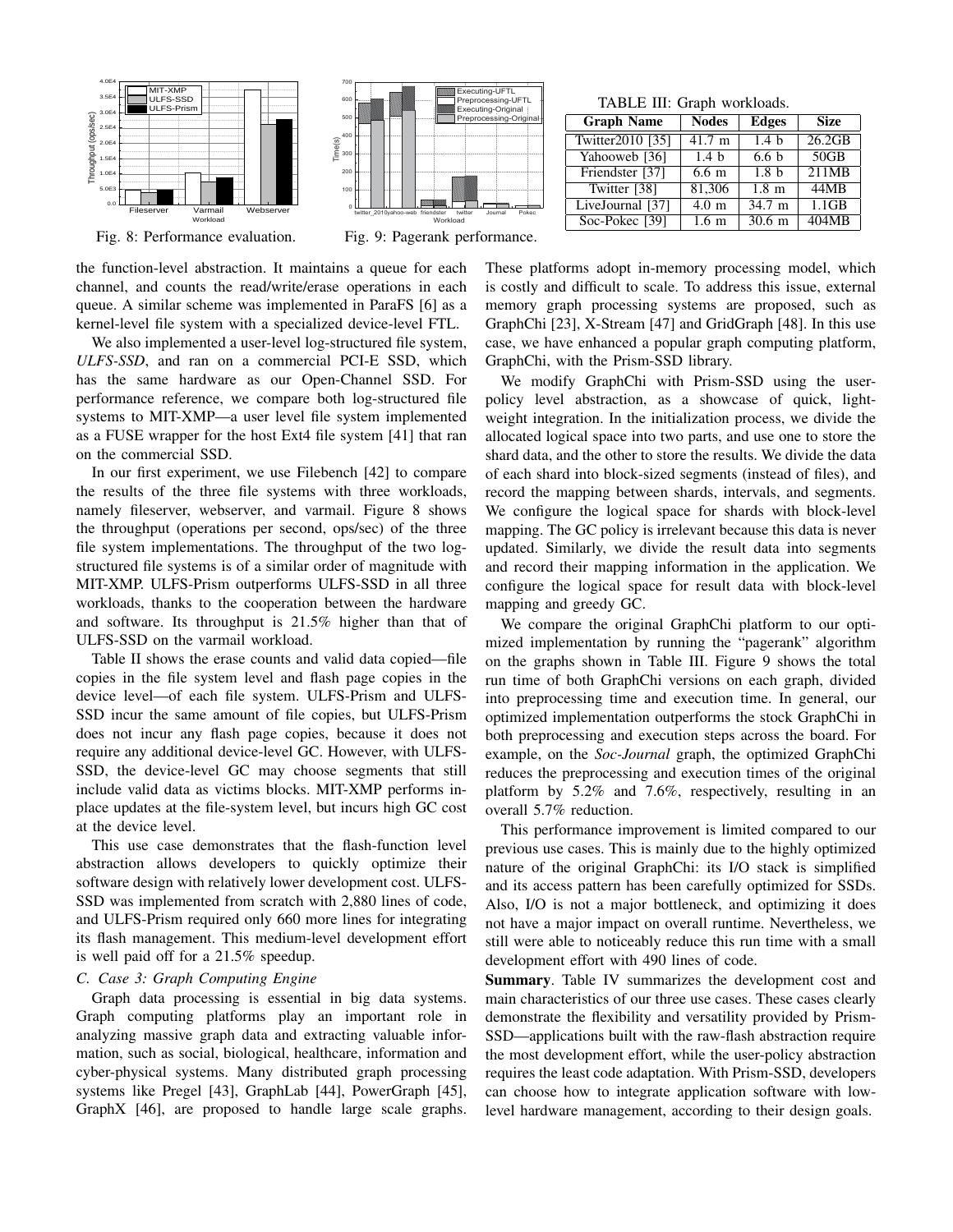Fig. 8: Performance evaluation.

Fig. 9: Pagerank performance.

TABLE III: Graph workloads.

| Graph Name | Nodes | Edges | Size |
|---|---|---|---|
| Twitter2010 [35] | 41.7 m | 1.4 b | 26.2GB |
| Yahooweb [36] | 1.4 b | 6.6 b | 50GB |
| Friendster [37] | 6.6 m | 1.8 b | 211MB |
| Twitter [38] | 81,306 | 1.8 m | 44MB |
| LiveJournal [37] | 4.0 m | 34.7 m | 1.1GB |
| Soc-Pokec [39] | 1.6 m | 30.6 m | 404MB |

the function-level abstraction. It maintains a queue for each channel, and counts the read/write/erase operations in each queue. A similar scheme was implemented in ParaFS [6] as a kernel-level file system with a specialized device-level FTL.

We also implemented a user-level log-structured file system, *ULFS-SSD*, and ran on a commercial PCI-E SSD, which has the same hardware as our Open-Channel SSD. For performance reference, we compare both log-structured file systems to MIT-XMP—a user level file system implemented as a FUSE wrapper for the host Ext4 file system [41] that ran on the commercial SSD.

In our first experiment, we use Filebench [42] to compare the results of the three file systems with three workloads, namely fileserver, webserver, and varmail. Figure 8 shows the throughput (operations per second, ops/sec) of the three file system implementations. The throughput of the two log-structured file systems is of a similar order of magnitude with MIT-XMP. ULFS-Prism outperforms ULFS-SSD in all three workloads, thanks to the cooperation between the hardware and software. Its throughput is 21.5% higher than that of ULFS-SSD on the varmail workload.

Table II shows the erase counts and valid data copied—file copies in the file system level and flash page copies in the device level—of each file system. ULFS-Prism and ULFS-SSD incur the same amount of file copies, but ULFS-Prism does not incur any flash page copies, because it does not require any additional device-level GC. However, with ULFS-SSD, the device-level GC may choose segments that still include valid data as victims blocks. MIT-XMP performs in-place updates at the file-system level, but incurs high GC cost at the device level.

This use case demonstrates that the flash-function level abstraction allows developers to quickly optimize their software design with relatively lower development cost. ULFS-SSD was implemented from scratch with 2,880 lines of code, and ULFS-Prism required only 660 more lines for integrating its flash management. This medium-level development effort is well paid off for a 21.5% speedup.

### C. Case 3: Graph Computing Engine

Graph data processing is essential in big data systems. Graph computing platforms play an important role in analyzing massive graph data and extracting valuable information, such as social, biological, healthcare, information and cyber-physical systems. Many distributed graph processing systems like Pregel [43], GraphLab [44], PowerGraph [45], GraphX [46], are proposed to handle large scale graphs. These platforms adopt in-memory processing model, which is costly and difficult to scale. To address this issue, external memory graph processing systems are proposed, such as GraphChi [23], X-Stream [47] and GridGraph [48]. In this use case, we have enhanced a popular graph computing platform, GraphChi, with the Prism-SSD library.

We modify GraphChi with Prism-SSD using the user-policy level abstraction, as a showcase of quick, lightweight integration. In the initialization process, we divide the allocated logical space into two parts, and use one to store the shard data, and the other to store the results. We divide the data of each shard into block-sized segments (instead of files), and record the mapping between shards, intervals, and segments. We configure the logical space for shards with block-level mapping. The GC policy is irrelevant because this data is never updated. Similarly, we divide the result data into segments and record their mapping information in the application. We configure the logical space for result data with block-level mapping and greedy GC.

We compare the original GraphChi platform to our optimized implementation by running the "pagerank" algorithm on the graphs shown in Table III. Figure 9 shows the total run time of both GraphChi versions on each graph, divided into preprocessing time and execution time. In general, our optimized implementation outperforms the stock GraphChi in both preprocessing and execution steps across the board. For example, on the *Soc-Journal* graph, the optimized GraphChi reduces the preprocessing and execution times of the original platform by 5.2% and 7.6%, respectively, resulting in an overall 5.7% reduction.

This performance improvement is limited compared to our previous use cases. This is mainly due to the highly optimized nature of the original GraphChi: its I/O stack is simplified and its access pattern has been carefully optimized for SSDs. Also, I/O is not a major bottleneck, and optimizing it does not have a major impact on overall runtime. Nevertheless, we still were able to noticeably reduce this run time with a small development effort with 490 lines of code.

**Summary**. Table IV summarizes the development cost and main characteristics of our three use cases. These cases clearly demonstrate the flexibility and versatility provided by Prism-SSD—applications built with the raw-flash abstraction require the most development effort, while the user-policy abstraction requires the least code adaptation. With Prism-SSD, developers can choose how to integrate application software with low-level hardware management, according to their design goals.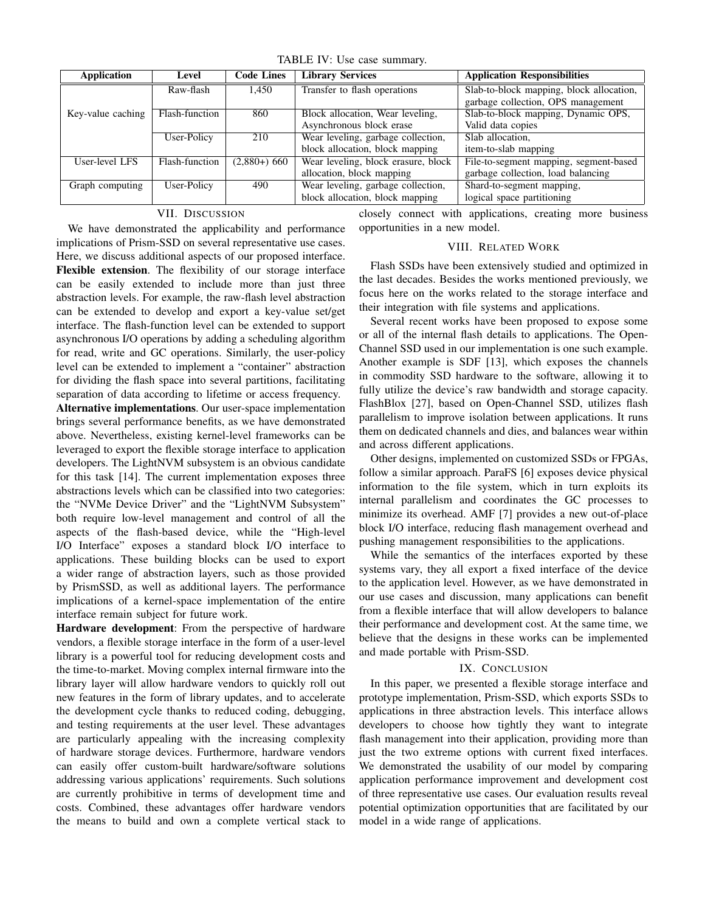TABLE IV: Use case summary.

| Application | Level | Code Lines | Library Services | Application Responsibilities |
|---|---|---|---|---|
| Key-value caching | Raw-flash | 1,450 | Transfer to flash operations | Slab-to-block mapping, block allocation, garbage collection, OPS management |
| | Flash-function | 860 | Block allocation, Wear leveling, Asynchronous block erase | Slab-to-block mapping, Dynamic OPS, Valid data copies |
| | User-Policy | 210 | Wear leveling, garbage collection, block allocation, block mapping | Slab allocation, item-to-slab mapping |
| User-level LFS | Flash-function | (2,880+) 660 | Wear leveling, block erasure, block allocation, block mapping | File-to-segment mapping, segment-based garbage collection, load balancing |
| Graph computing | User-Policy | 490 | Wear leveling, garbage collection, block allocation, block mapping | Shard-to-segment mapping, logical space partitioning |

## VII. Discussion

We have demonstrated the applicability and performance implications of Prism-SSD on several representative use cases. Here, we discuss additional aspects of our proposed interface.

**Flexible extension**. The flexibility of our storage interface can be easily extended to include more than just three abstraction levels. For example, the raw-flash level abstraction can be extended to develop and export a key-value set/get interface. The flash-function level can be extended to support asynchronous I/O operations by adding a scheduling algorithm for read, write and GC operations. Similarly, the user-policy level can be extended to implement a "container" abstraction for dividing the flash space into several partitions, facilitating separation of data according to lifetime or access frequency.

**Alternative implementations**. Our user-space implementation brings several performance benefits, as we have demonstrated above. Nevertheless, existing kernel-level frameworks can be leveraged to export the flexible storage interface to application developers. The LightNVM subsystem is an obvious candidate for this task [14]. The current implementation exposes three abstractions levels which can be classified into two categories: the "NVMe Device Driver" and the "LightNVM Subsystem" both require low-level management and control of all the aspects of the flash-based device, while the "High-level I/O Interface" exposes a standard block I/O interface to applications. These building blocks can be used to export a wider range of abstraction layers, such as those provided by PrismSSD, as well as additional layers. The performance implications of a kernel-space implementation of the entire interface remain subject for future work.

**Hardware development**: From the perspective of hardware vendors, a flexible storage interface in the form of a user-level library is a powerful tool for reducing development costs and the time-to-market. Moving complex internal firmware into the library layer will allow hardware vendors to quickly roll out new features in the form of library updates, and to accelerate the development cycle thanks to reduced coding, debugging, and testing requirements at the user level. These advantages are particularly appealing with the increasing complexity of hardware storage devices. Furthermore, hardware vendors can easily offer custom-built hardware/software solutions addressing various applications' requirements. Such solutions are currently prohibitive in terms of development time and costs. Combined, these advantages offer hardware vendors the means to build and own a complete vertical stack to closely connect with applications, creating more business opportunities in a new model.

## VIII. Related Work

Flash SSDs have been extensively studied and optimized in the last decades. Besides the works mentioned previously, we focus here on the works related to the storage interface and their integration with file systems and applications.

Several recent works have been proposed to expose some or all of the internal flash details to applications. The Open-Channel SSD used in our implementation is one such example. Another example is SDF [13], which exposes the channels in commodity SSD hardware to the software, allowing it to fully utilize the device's raw bandwidth and storage capacity. FlashBlox [27], based on Open-Channel SSD, utilizes flash parallelism to improve isolation between applications. It runs them on dedicated channels and dies, and balances wear within and across different applications.

Other designs, implemented on customized SSDs or FPGAs, follow a similar approach. ParaFS [6] exposes device physical information to the file system, which in turn exploits its internal parallelism and coordinates the GC processes to minimize its overhead. AMF [7] provides a new out-of-place block I/O interface, reducing flash management overhead and pushing management responsibilities to the applications.

While the semantics of the interfaces exported by these systems vary, they all export a fixed interface of the device to the application level. However, as we have demonstrated in our use cases and discussion, many applications can benefit from a flexible interface that will allow developers to balance their performance and development cost. At the same time, we believe that the designs in these works can be implemented and made portable with Prism-SSD.

## IX. Conclusion

In this paper, we presented a flexible storage interface and prototype implementation, Prism-SSD, which exports SSDs to applications in three abstraction levels. This interface allows developers to choose how tightly they want to integrate flash management into their application, providing more than just the two extreme options with current fixed interfaces. We demonstrated the usability of our model by comparing application performance improvement and development cost of three representative use cases. Our evaluation results reveal potential optimization opportunities that are facilitated by our model in a wide range of applications.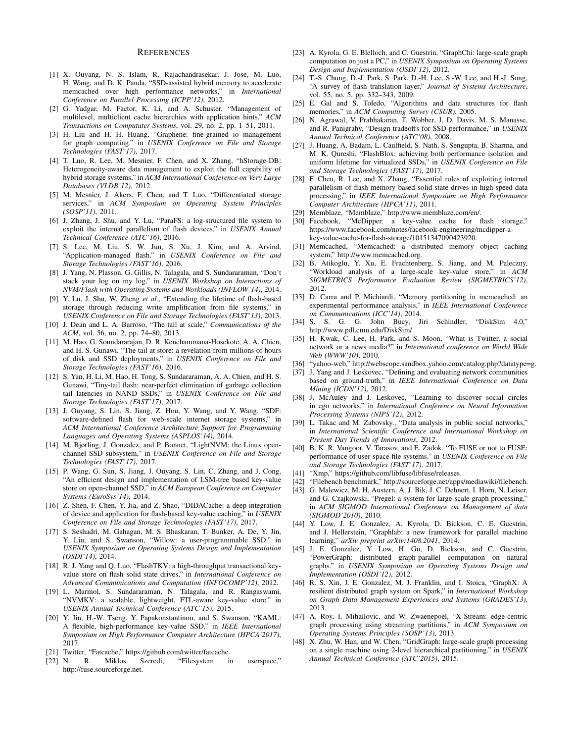## References

[1] X. Ouyang, N. S. Islam, R. Rajachandrasekar, J. Jose, M. Luo, H. Wang, and D. K. Panda, "SSD-assisted hybrid memory to accelerate memcached over high performance networks," in *International Conference on Parallel Processing (ICPP'12)*, 2012.

[2] G. Yadgar, M. Factor, K. Li, and A. Schuster, "Management of multilevel, multiclient cache hierarchies with application hints," *ACM Transactions on Computuer Systems*, vol. 29, no. 2, pp. 1–51, 2011.

[3] H. Liu and H. H. Huang, "Graphene: fine-grained io management for graph computing." in *USENIX Conference on File and Storage Technologies (FAST'17)*, 2017.

[4] T. Luo, R. Lee, M. Mesnier, F. Chen, and X. Zhang, "hStorage-DB: Heterogeneity-aware data management to exploit the full capability of hybrid storage systems," in *ACM International Conference on Very Large Databases (VLDB'12)*, 2012.

[5] M. Mesnier, J. Akers, F. Chen, and T. Luo, "Differentiated storage services," in *ACM Symposium on Operating System Principles (SOSP'11)*, 2011.

[6] J. Zhang, J. Shu, and Y. Lu, "ParaFS: a log-structured file system to exploit the internal parallelism of flash devices," in *USENIX Annual Technical Conference (ATC'16)*, 2016.

[7] S. Lee, M. Liu, S. W. Jun, S. Xu, J. Kim, and A. Arvind, "Application-managed flash." in *USENIX Conference on File and Storage Technologies (FAST'16)*, 2016.

[8] J. Yang, N. Plasson, G. Gillis, N. Talagala, and S. Sundararaman, "Don't stack your log on my log," in *USENIX Workshop on Interactions of NVM/Flash with Operating Systems and Workloads (INFLOW'14)*, 2014.

[9] Y. Lu, J. Shu, W. Zheng *et al.*, "Extending the lifetime of flash-based storage through reducing write amplification from file systems," in *USENIX Conference on File and Storage Technologies (FAST'13)*, 2013.

[10] J. Dean and L. A. Barroso, "The tail at scale," *Communications of the ACM*, vol. 56, no. 2, pp. 74–80, 2013.

[11] M. Hao, G. Soundararajan, D. R. Kenchammana-Hosekote, A. A. Chien, and H. S. Gunawi, "The tail at store: a revelation from millions of hours of disk and SSD deployments," in *USENIX Conference on File and Storage Technologies (FAST'16)*, 2016.

[12] S. Yan, H. Li, M. Hao, H. Tong, S. Sundararaman, A. A. Chien, and H. S. Gunawi, "Tiny-tail flash: near-perfect elimination of garbage collection tail latencies in NAND SSDs," in *USENIX Conference on File and Storage Technologies (FAST'17)*, 2017.

[13] J. Ouyang, S. Lin, S. Jiang, Z. Hou, Y. Wang, and Y. Wang, "SDF: software-defined flash for web-scale internet storage systems," in *ACM International Conference Architecture Support for Programming Languages and Operating Systems (ASPLOS'14)*, 2014.

[14] M. Bjørling, J. Gonzalez, and P. Bonnet, "LightNVM: the Linux open-channel SSD subsystem," in *USENIX Conference on File and Storage Technologies (FAST'17)*, 2017.

[15] P. Wang, G. Sun, S. Jiang, J. Ouyang, S. Lin, C. Zhang, and J. Cong, "An efficient design and implementation of LSM-tree based key-value store on open-channel SSD," in *ACM European Conference on Computer Systems (EuroSys'14)*, 2014.

[16] Z. Shen, F. Chen, Y. Jia, and Z. Shao, "DIDACache: a deep integration of device and application for flash-based key-value caching," in *USENIX Conference on File and Storage Technologies (FAST'17)*, 2017.

[17] S. Seshadri, M. Gahagan, M. S. Bhaskaran, T. Bunker, A. De, Y. Jin, Y. Liu, and S. Swanson, "Willow: a user-programmable SSD." in *USENIX Symposium on Operating Systems Design and Implementation (OSDI'14)*, 2014.

[18] R. J. Yang and Q. Luo, "FlashTKV: a high-throughput transactional key-value store on flash solid state drives," in *International Conference on Advanced Communications and Computation (INFOCOMP'12)*, 2012.

[19] L. Marmol, S. Sundararaman, N. Talagala, and R. Rangaswami, "NVMKV: a scalable, lightweight, FTL-aware key-value store." in *USENIX Annual Technical Conference (ATC'15)*, 2015.

[20] Y. Jin, H.-W. Tseng, Y. Papakonstantinou, and S. Swanson, "KAML: A flexible, high-performance key-value SSD," in *IEEE International Symposium on High Performance Computer Architecture (HPCA'2017)*, 2017.

[21] Twitter, "Fatcache," https://github.com/twitter/fatcache.

[22] N. R. Miklos Szeredi, "Filesystem in userspace," http://fuse.sourceforge.net.

[23] A. Kyrola, G. E. Blelloch, and C. Guestrin, "GraphChi: large-scale graph computation on just a PC," in *USENIX Symposium on Operating Systems Design and Implementation (OSDI'12)*, 2012.

[24] T.-S. Chung, D.-J. Park, S. Park, D.-H. Lee, S.-W. Lee, and H.-J. Song, "A survey of flash translation layer," *Journal of Systems Architecture*, vol. 55, no. 5, pp. 332–343, 2009.

[25] E. Gal and S. Toledo, "Algorithms and data structures for flash memories," in *ACM Computing Survey (CSUR)*, 2005.

[26] N. Agrawal, V. Prabhakaran, T. Wobber, J. D. Davis, M. S. Manasse, and R. Panigrahy, "Design tradeoffs for SSD performance," in *USENIX Annual Technical Conference (ATC'08)*, 2008.

[27] J. Huang, A. Badam, L. Caulfield, S. Nath, S. Sengupta, B. Sharma, and M. K. Qureshi, "FlashBlox: achieving both performance isolation and uniform lifetime for virtualized SSDs," in *USENIX Conference on File and Storage Technologies (FAST'17)*, 2017.

[28] F. Chen, R. Lee, and X. Zhang, "Essential roles of exploiting internal parallelism of flash memory based solid state drives in high-speed data processing," in *IEEE International Symposium on High Performance Computer Architecture (HPCA'11)*, 2011.

[29] Memblaze, "Memblaze," http://www.memblaze.com/en/.

[30] Facebook, "McDipper: a key-value cache for flash storage," https://www.facebook.com/notes/facebook-engineering/mcdipper-a-key-value-cache-for-flash-storage/10151347090423920.

[31] Memcached, "Memcached: a distributed memory object caching system," http://www.memcached.org.

[32] B. Atikoglu, Y. Xu, E. Frachtenberg, S. Jiang, and M. Paleczny, "Workload analysis of a large-scale key-value store," in *ACM SIGMETRICS Performance Evaluation Review (SIGMETRICS'12)*, 2012.

[33] D. Carra and P. Michiardi, "Memory partitioning in memcached: an experimental performance analysis," in *IEEE International Conference on Communications (ICC'14)*, 2014.

[34] S. S. G. G. John Bucy, Jiri Schindler, "DiskSim 4.0," http://www.pdl.cmu.edu/DiskSim/.

[35] H. Kwak, C. Lee, H. Park, and S. Moon, "What is Twitter, a social network or a news media?" in *International conference on World Wide Web (WWW'10)*, 2010.

[36] "yahoo-web," http://webscope.sandbox.yahoo.com/catalog.php?datatype=g.

[37] J. Yang and J. Leskovec, "Defining and evaluating network communities based on ground-truth," in *IEEE International Conference on Data Mining (ICDN'12)*, 2012.

[38] J. McAuley and J. Leskovec, "Learning to discover social circles in ego networks," in *International Conference on Neural Information Processing Systems (NIPS'12)*, 2012.

[39] L. Takac and M. Zabovsky., "Data analysis in public social networks," in *International Scientific Conference and International Workshop on Present Day Trends of Innovations*, 2012.

[40] B. K. R. Vangoor, V. Tarasov, and E. Zadok, "To FUSE or not to FUSE: performance of user-space file systems." in *USENIX Conference on File and Storage Technologies (FAST'17)*, 2017.

[41] "Xmp," https://github.com/libfuse/libfuse/releases.

[42] "Filebench benchmark," http://sourceforge.net/apps/mediawiki/filebench.

[43] G. Malewicz, M. H. Austern, A. J. Bik, J. C. Dehnert, I. Horn, N. Leiser, and G. Czajkowski, "Pregel: a system for large-scale graph processing," in *ACM SIGMOD International Conference on Management of data (SIGMOD'2010)*, 2010.

[44] Y. Low, J. E. Gonzalez, A. Kyrola, D. Bickson, C. E. Guestrin, and J. Hellerstein, "Graphlab: a new framework for parallel machine learning," *arXiv preprint arXiv:1408.2041*, 2014.

[45] J. E. Gonzalez, Y. Low, H. Gu, D. Bickson, and C. Guestrin, "PowerGraph: distributed graph-parallel computation on natural graphs." in *USENIX Symposium on Operating Systems Design and Implementation (OSDI'12)*, 2012.

[46] R. S. Xin, J. E. Gonzalez, M. J. Franklin, and I. Stoica, "GraphX: A resilient distributed graph system on Spark," in *International Workshop on Graph Data Management Experiences and Systems (GRADES'13)*, 2013.

[47] A. Roy, I. Mihailovic, and W. Zwaenepoel, "X-Stream: edge-centric graph processing using streaming partitions," in *ACM Symposium on Operating Systems Principles (SOSP'13)*, 2013.

[48] X. Zhu, W. Han, and W. Chen, "GridGraph: large-scale graph processing on a single machine using 2-level hierarchical partitioning." in *USENIX Annual Technical Conference (ATC'2015)*, 2015.